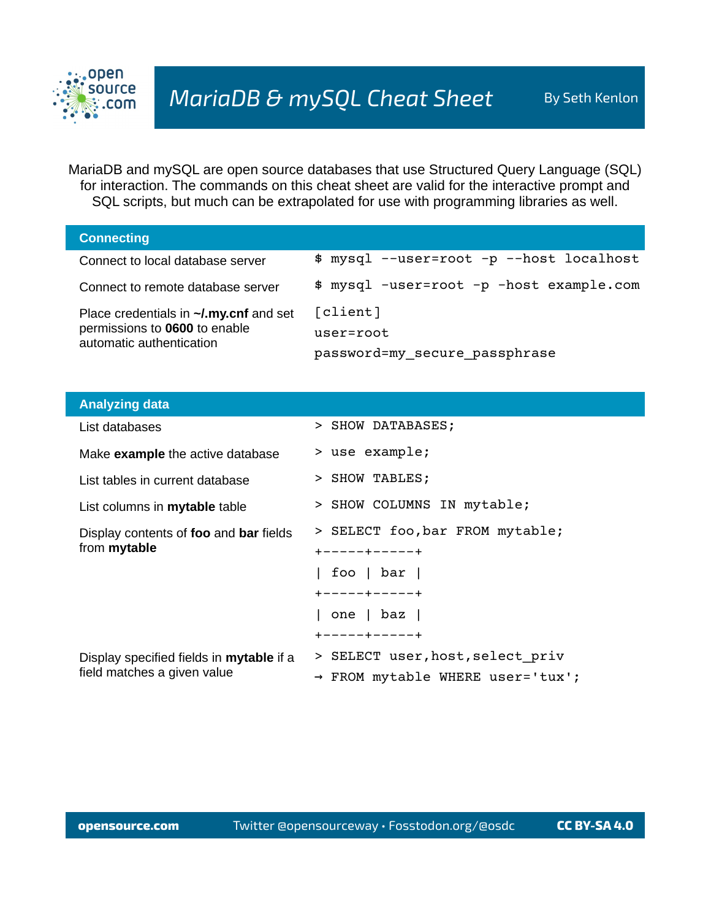# MariaDB & mySQL Cheat Sheet

By Seth Kenlon

MariaDB and mySQL are open source databases that use Structured Query Language (SQL) for interaction. The commands on this cheat sheet are valid for the interactive prompt and SQL scripts, but much can be extrapolated for use with programming libraries as well.

## Connecting

| | |
|---|---|
| Connect to local database server | `$ mysql --user=root -p --host localhost` |
| Connect to remote database server | `$ mysql -user=root -p -host example.com` |
| Place credentials in **~/.my.cnf** and set permissions to **0600** to enable automatic authentication | `[client]`<br>`user=root`<br>`password=my_secure_passphrase` |

## Analyzing data

| | |
|---|---|
| List databases | `> SHOW DATABASES;` |
| Make **example** the active database | `> use example;` |
| List tables in current database | `> SHOW TABLES;` |
| List columns in **mytable** table | `> SHOW COLUMNS IN mytable;` |
| Display contents of **foo** and **bar** fields from **mytable** | see below |
| Display specified fields in **mytable** if a field matches a given value | see below |

Display contents of **foo** and **bar** fields from **mytable**

```
> SELECT foo,bar FROM mytable;
+-----+-----+
| foo | bar |
+-----+-----+
| one | baz |
+-----+-----+
```

Display specified fields in **mytable** if a field matches a given value

```
> SELECT user,host,select_priv
→ FROM mytable WHERE user='tux';
```

opensource.com Twitter @opensourceway • Fosstodon.org/@osdc CC BY-SA 4.0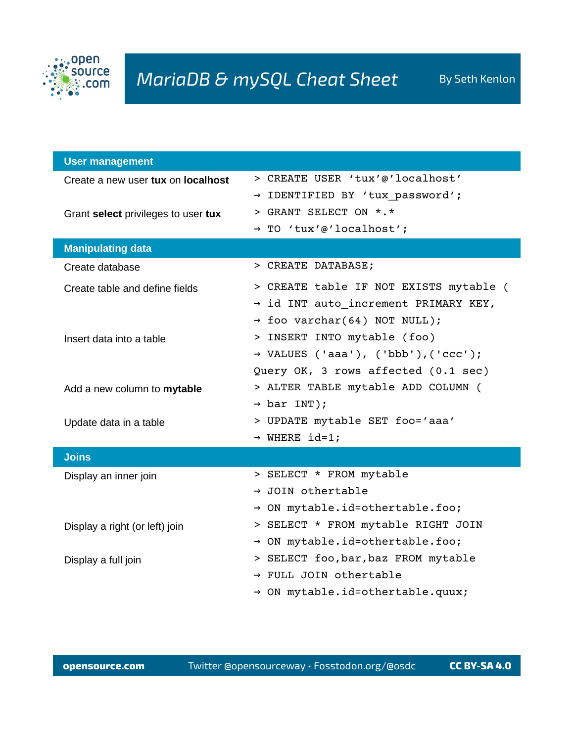# MariaDB & mySQL Cheat Sheet

By Seth Kenlon

## User management

Create a new user **tux** on **localhost**

```
> CREATE USER 'tux'@'localhost'
→ IDENTIFIED BY 'tux_password';
```

Grant **select** privileges to user **tux**

```
> GRANT SELECT ON *.*
→ TO 'tux'@'localhost';
```

## Manipulating data

Create database

```
> CREATE DATABASE;
```

Create table and define fields

```
> CREATE table IF NOT EXISTS mytable (
→ id INT auto_increment PRIMARY KEY,
→ foo varchar(64) NOT NULL);
```

Insert data into a table

```
> INSERT INTO mytable (foo)
→ VALUES ('aaa'), ('bbb'),('ccc');
Query OK, 3 rows affected (0.1 sec)
```

Add a new column to **mytable**

```
> ALTER TABLE mytable ADD COLUMN (
→ bar INT);
```

Update data in a table

```
> UPDATE mytable SET foo='aaa'
→ WHERE id=1;
```

## Joins

Display an inner join

```
> SELECT * FROM mytable
→ JOIN othertable
→ ON mytable.id=othertable.foo;
```

Display a right (or left) join

```
> SELECT * FROM mytable RIGHT JOIN
→ ON mytable.id=othertable.foo;
```

Display a full join

```
> SELECT foo,bar,baz FROM mytable
→ FULL JOIN othertable
→ ON mytable.id=othertable.quux;
```

opensource.com Twitter @opensourceway • Fosstodon.org/@osdc CC BY-SA 4.0